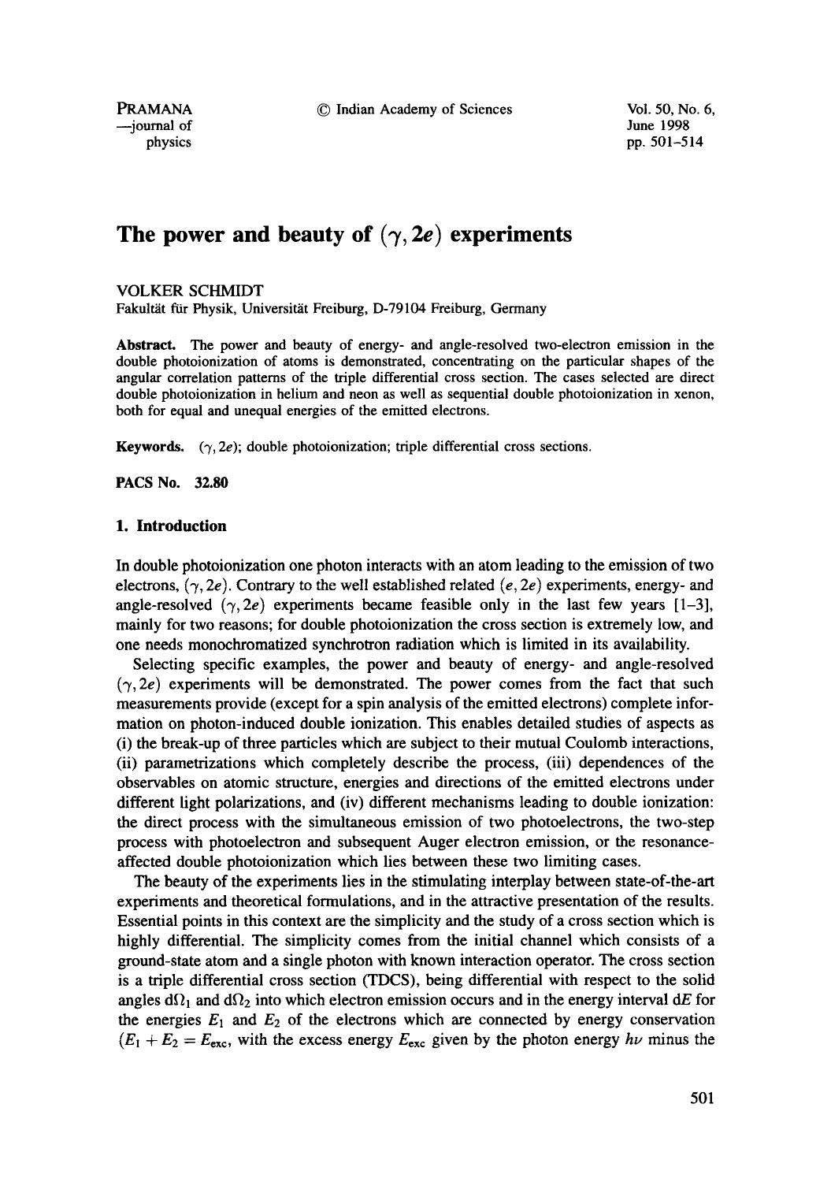# The power and beauty of $(\gamma, 2e)$ experiments

VOLKER SCHMIDT

Fakultät für Physik, Universität Freiburg, D-79104 Freiburg, Germany

**Abstract.** The power and beauty of energy- and angle-resolved two-electron emission in the double photoionization of atoms is demonstrated, concentrating on the particular shapes of the angular correlation patterns of the triple differential cross section. The cases selected are direct double photoionization in helium and neon as well as sequential double photoionization in xenon, both for equal and unequal energies of the emitted electrons.

**Keywords.** $(\gamma, 2e)$; double photoionization; triple differential cross sections.

**PACS No. 32.80**

## 1. Introduction

In double photoionization one photon interacts with an atom leading to the emission of two electrons, $(\gamma, 2e)$. Contrary to the well established related $(e, 2e)$ experiments, energy- and angle-resolved $(\gamma, 2e)$ experiments became feasible only in the last few years [1–3], mainly for two reasons; for double photoionization the cross section is extremely low, and one needs monochromatized synchrotron radiation which is limited in its availability.

Selecting specific examples, the power and beauty of energy- and angle-resolved $(\gamma, 2e)$ experiments will be demonstrated. The power comes from the fact that such measurements provide (except for a spin analysis of the emitted electrons) complete information on photon-induced double ionization. This enables detailed studies of aspects as (i) the break-up of three particles which are subject to their mutual Coulomb interactions, (ii) parametrizations which completely describe the process, (iii) dependences of the observables on atomic structure, energies and directions of the emitted electrons under different light polarizations, and (iv) different mechanisms leading to double ionization: the direct process with the simultaneous emission of two photoelectrons, the two-step process with photoelectron and subsequent Auger electron emission, or the resonance-affected double photoionization which lies between these two limiting cases.

The beauty of the experiments lies in the stimulating interplay between state-of-the-art experiments and theoretical formulations, and in the attractive presentation of the results. Essential points in this context are the simplicity and the study of a cross section which is highly differential. The simplicity comes from the initial channel which consists of a ground-state atom and a single photon with known interaction operator. The cross section is a triple differential cross section (TDCS), being differential with respect to the solid angles $d\Omega_1$ and $d\Omega_2$ into which electron emission occurs and in the energy interval $dE$ for the energies $E_1$ and $E_2$ of the electrons which are connected by energy conservation ($E_1 + E_2 = E_{exc}$, with the excess energy $E_{exc}$ given by the photon energy $h\nu$ minus the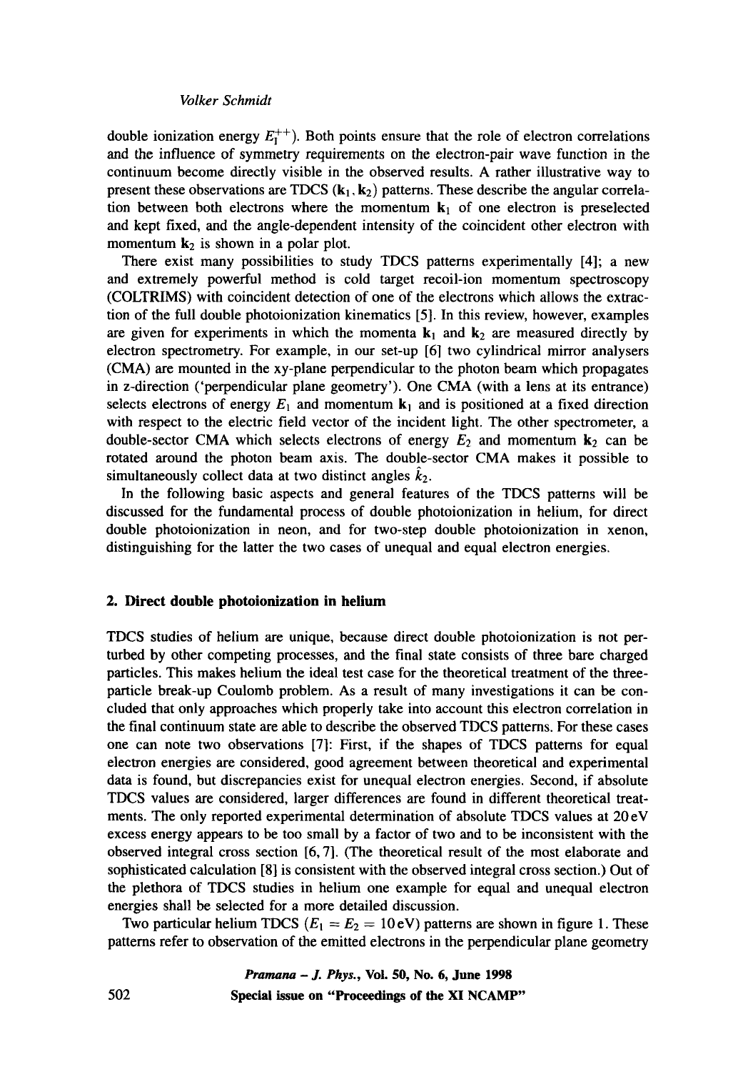double ionization energy $E_I^{++}$). Both points ensure that the role of electron correlations and the influence of symmetry requirements on the electron-pair wave function in the continuum become directly visible in the observed results. A rather illustrative way to present these observations are TDCS $(\mathbf{k}_1, \mathbf{k}_2)$ patterns. These describe the angular correlation between both electrons where the momentum $\mathbf{k}_1$ of one electron is preselected and kept fixed, and the angle-dependent intensity of the coincident other electron with momentum $\mathbf{k}_2$ is shown in a polar plot.

There exist many possibilities to study TDCS patterns experimentally [4]; a new and extremely powerful method is cold target recoil-ion momentum spectroscopy (COLTRIMS) with coincident detection of one of the electrons which allows the extraction of the full double photoionization kinematics [5]. In this review, however, examples are given for experiments in which the momenta $\mathbf{k}_1$ and $\mathbf{k}_2$ are measured directly by electron spectrometry. For example, in our set-up [6] two cylindrical mirror analysers (CMA) are mounted in the xy-plane perpendicular to the photon beam which propagates in z-direction ('perpendicular plane geometry'). One CMA (with a lens at its entrance) selects electrons of energy $E_1$ and momentum $\mathbf{k}_1$ and is positioned at a fixed direction with respect to the electric field vector of the incident light. The other spectrometer, a double-sector CMA which selects electrons of energy $E_2$ and momentum $\mathbf{k}_2$ can be rotated around the photon beam axis. The double-sector CMA makes it possible to simultaneously collect data at two distinct angles $\hat{k}_2$.

In the following basic aspects and general features of the TDCS patterns will be discussed for the fundamental process of double photoionization in helium, for direct double photoionization in neon, and for two-step double photoionization in xenon, distinguishing for the latter the two cases of unequal and equal electron energies.

## 2. Direct double photoionization in helium

TDCS studies of helium are unique, because direct double photoionization is not perturbed by other competing processes, and the final state consists of three bare charged particles. This makes helium the ideal test case for the theoretical treatment of the three-particle break-up Coulomb problem. As a result of many investigations it can be concluded that only approaches which properly take into account this electron correlation in the final continuum state are able to describe the observed TDCS patterns. For these cases one can note two observations [7]: First, if the shapes of TDCS patterns for equal electron energies are considered, good agreement between theoretical and experimental data is found, but discrepancies exist for unequal electron energies. Second, if absolute TDCS values are considered, larger differences are found in different theoretical treatments. The only reported experimental determination of absolute TDCS values at 20 eV excess energy appears to be too small by a factor of two and to be inconsistent with the observed integral cross section [6, 7]. (The theoretical result of the most elaborate and sophisticated calculation [8] is consistent with the observed integral cross section.) Out of the plethora of TDCS studies in helium one example for equal and unequal electron energies shall be selected for a more detailed discussion.

Two particular helium TDCS ($E_1 = E_2 = 10\,\mathrm{eV}$) patterns are shown in figure 1. These patterns refer to observation of the emitted electrons in the perpendicular plane geometry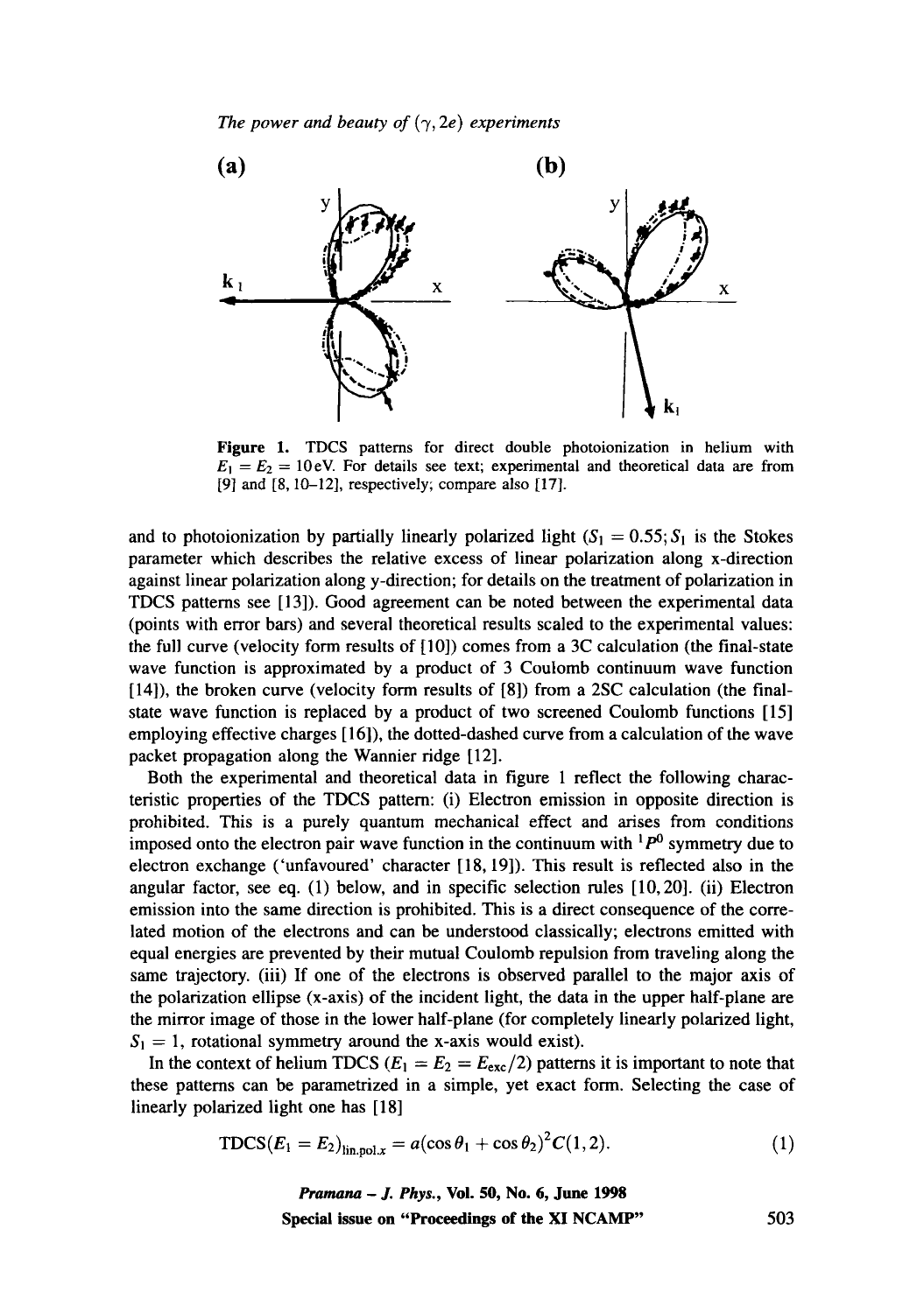**Figure 1.** TDCS patterns for direct double photoionization in helium with $E_1 = E_2 = 10\,\text{eV}$. For details see text; experimental and theoretical data are from [9] and [8, 10–12], respectively; compare also [17].

and to photoionization by partially linearly polarized light ($S_1 = 0.55$; $S_1$ is the Stokes parameter which describes the relative excess of linear polarization along x-direction against linear polarization along y-direction; for details on the treatment of polarization in TDCS patterns see [13]). Good agreement can be noted between the experimental data (points with error bars) and several theoretical results scaled to the experimental values: the full curve (velocity form results of [10]) comes from a 3C calculation (the final-state wave function is approximated by a product of 3 Coulomb continuum wave function [14]), the broken curve (velocity form results of [8]) from a 2SC calculation (the final-state wave function is replaced by a product of two screened Coulomb functions [15] employing effective charges [16]), the dotted-dashed curve from a calculation of the wave packet propagation along the Wannier ridge [12].

Both the experimental and theoretical data in figure 1 reflect the following characteristic properties of the TDCS pattern: (i) Electron emission in opposite direction is prohibited. This is a purely quantum mechanical effect and arises from conditions imposed onto the electron pair wave function in the continuum with $^1P^0$ symmetry due to electron exchange ('unfavoured' character [18, 19]). This result is reflected also in the angular factor, see eq. (1) below, and in specific selection rules [10, 20]. (ii) Electron emission into the same direction is prohibited. This is a direct consequence of the correlated motion of the electrons and can be understood classically; electrons emitted with equal energies are prevented by their mutual Coulomb repulsion from traveling along the same trajectory. (iii) If one of the electrons is observed parallel to the major axis of the polarization ellipse (x-axis) of the incident light, the data in the upper half-plane are the mirror image of those in the lower half-plane (for completely linearly polarized light, $S_1 = 1$, rotational symmetry around the x-axis would exist).

In the context of helium TDCS ($E_1 = E_2 = E_{\text{exc}}/2$) patterns it is important to note that these patterns can be parametrized in a simple, yet exact form. Selecting the case of linearly polarized light one has [18]

$$\text{TDCS}(E_1 = E_2)_{\text{lin.pol.}x} = a(\cos\theta_1 + \cos\theta_2)^2 C(1,2). \tag{1}$$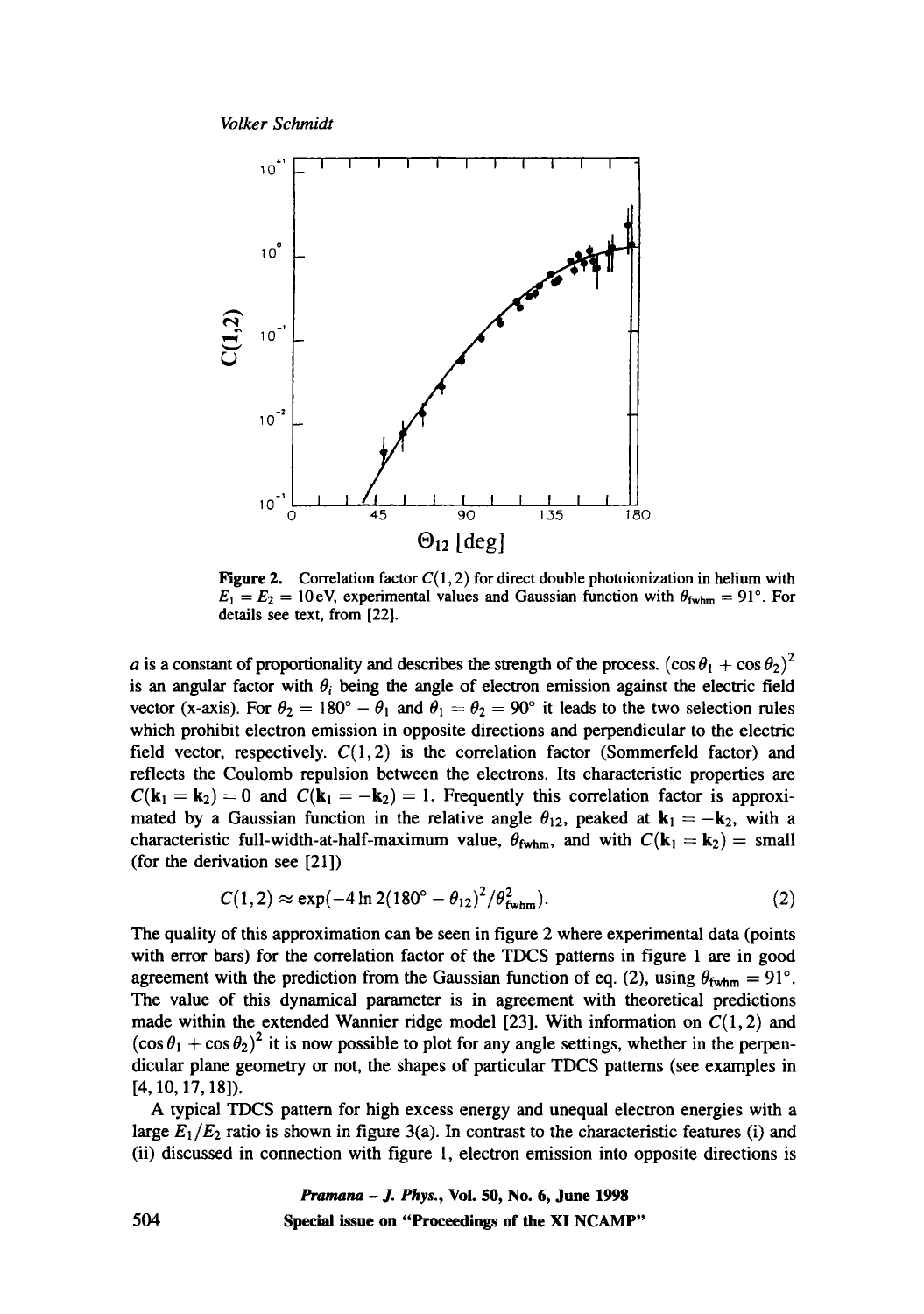**Figure 2.** Correlation factor $C(1,2)$ for direct double photoionization in helium with $E_1 = E_2 = 10\,\text{eV}$, experimental values and Gaussian function with $\theta_{\text{fwhm}} = 91°$. For details see text, from [22].

$a$ is a constant of proportionality and describes the strength of the process. $(\cos\theta_1 + \cos\theta_2)^2$ is an angular factor with $\theta_i$ being the angle of electron emission against the electric field vector (x-axis). For $\theta_2 = 180° - \theta_1$ and $\theta_1 = \theta_2 = 90°$ it leads to the two selection rules which prohibit electron emission in opposite directions and perpendicular to the electric field vector, respectively. $C(1,2)$ is the correlation factor (Sommerfeld factor) and reflects the Coulomb repulsion between the electrons. Its characteristic properties are $C(\mathbf{k}_1 = \mathbf{k}_2) = 0$ and $C(\mathbf{k}_1 = -\mathbf{k}_2) = 1$. Frequently this correlation factor is approximated by a Gaussian function in the relative angle $\theta_{12}$, peaked at $\mathbf{k}_1 = -\mathbf{k}_2$, with a characteristic full-width-at-half-maximum value, $\theta_{\text{fwhm}}$, and with $C(\mathbf{k}_1 = \mathbf{k}_2) =$ small (for the derivation see [21])

$$C(1,2) \approx \exp(-4\ln 2(180° - \theta_{12})^2/\theta_{\text{fwhm}}^2). \tag{2}$$

The quality of this approximation can be seen in figure 2 where experimental data (points with error bars) for the correlation factor of the TDCS patterns in figure 1 are in good agreement with the prediction from the Gaussian function of eq. (2), using $\theta_{\text{fwhm}} = 91°$. The value of this dynamical parameter is in agreement with theoretical predictions made within the extended Wannier ridge model [23]. With information on $C(1,2)$ and $(\cos\theta_1 + \cos\theta_2)^2$ it is now possible to plot for any angle settings, whether in the perpendicular plane geometry or not, the shapes of particular TDCS patterns (see examples in [4, 10, 17, 18]).

A typical TDCS pattern for high excess energy and unequal electron energies with a large $E_1/E_2$ ratio is shown in figure 3(a). In contrast to the characteristic features (i) and (ii) discussed in connection with figure 1, electron emission into opposite directions is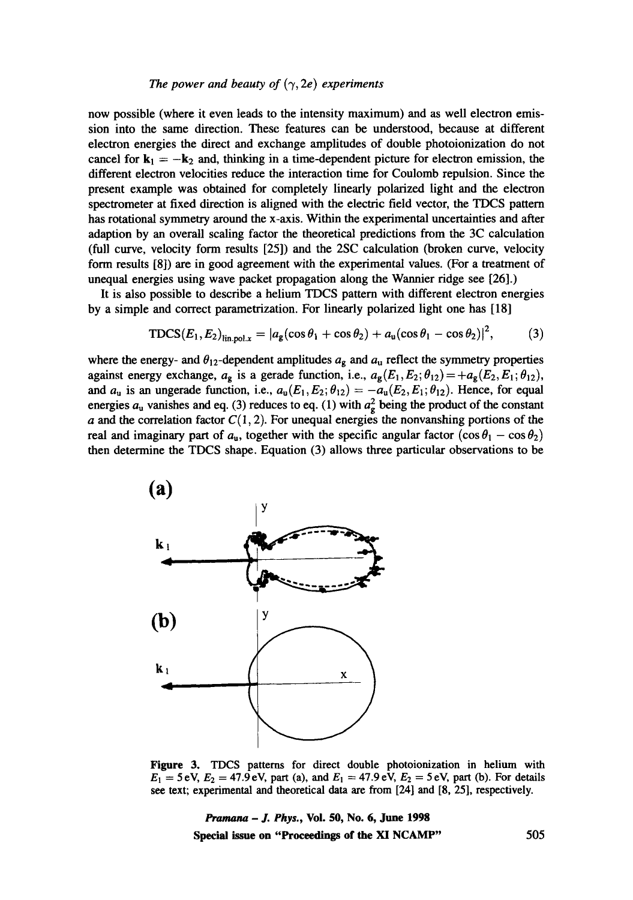now possible (where it even leads to the intensity maximum) and as well electron emission into the same direction. These features can be understood, because at different electron energies the direct and exchange amplitudes of double photoionization do not cancel for $\mathbf{k}_1 = -\mathbf{k}_2$ and, thinking in a time-dependent picture for electron emission, the different electron velocities reduce the interaction time for Coulomb repulsion. Since the present example was obtained for completely linearly polarized light and the electron spectrometer at fixed direction is aligned with the electric field vector, the TDCS pattern has rotational symmetry around the x-axis. Within the experimental uncertainties and after adaption by an overall scaling factor the theoretical predictions from the 3C calculation (full curve, velocity form results [25]) and the 2SC calculation (broken curve, velocity form results [8]) are in good agreement with the experimental values. (For a treatment of unequal energies using wave packet propagation along the Wannier ridge see [26].)

It is also possible to describe a helium TDCS pattern with different electron energies by a simple and correct parametrization. For linearly polarized light one has [18]

$$\mathrm{TDCS}(E_1, E_2)_{\mathrm{lin.pol.}x} = |a_g(\cos\theta_1 + \cos\theta_2) + a_u(\cos\theta_1 - \cos\theta_2)|^2, \tag{3}$$

where the energy- and $\theta_{12}$-dependent amplitudes $a_g$ and $a_u$ reflect the symmetry properties against energy exchange, $a_g$ is a gerade function, i.e., $a_g(E_1, E_2; \theta_{12}) = +a_g(E_2, E_1; \theta_{12})$, and $a_u$ is an ungerade function, i.e., $a_u(E_1, E_2; \theta_{12}) = -a_u(E_2, E_1; \theta_{12})$. Hence, for equal energies $a_u$ vanishes and eq. (3) reduces to eq. (1) with $a_g^2$ being the product of the constant $a$ and the correlation factor $C(1, 2)$. For unequal energies the nonvanshing portions of the real and imaginary part of $a_u$, together with the specific angular factor $(\cos\theta_1 - \cos\theta_2)$ then determine the TDCS shape. Equation (3) allows three particular observations to be

**Figure 3.** TDCS patterns for direct double photoionization in helium with $E_1 = 5\,\mathrm{eV}$, $E_2 = 47.9\,\mathrm{eV}$, part (a), and $E_1 = 47.9\,\mathrm{eV}$, $E_2 = 5\,\mathrm{eV}$, part (b). For details see text; experimental and theoretical data are from [24] and [8, 25], respectively.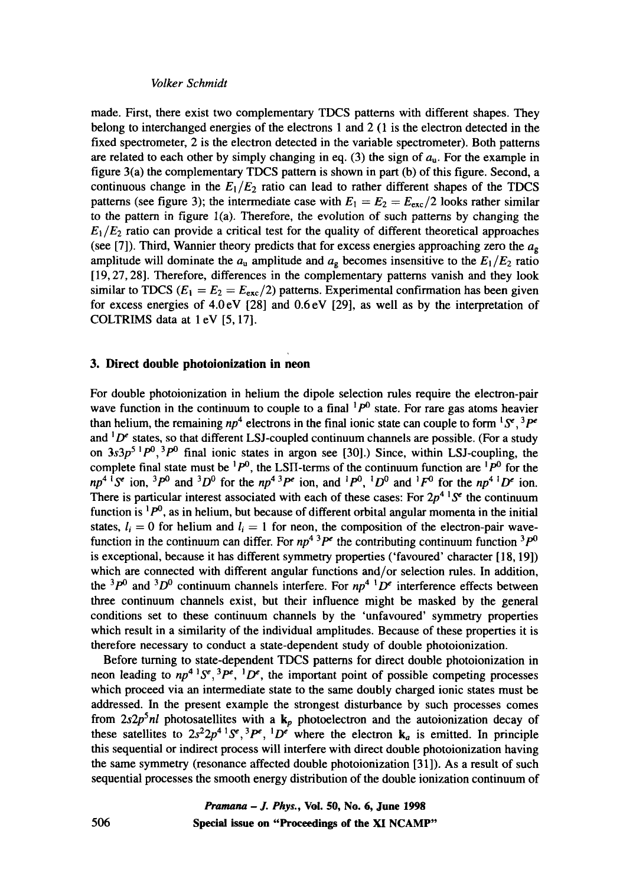made. First, there exist two complementary TDCS patterns with different shapes. They belong to interchanged energies of the electrons 1 and 2 (1 is the electron detected in the fixed spectrometer, 2 is the electron detected in the variable spectrometer). Both patterns are related to each other by simply changing in eq. (3) the sign of $a_u$. For the example in figure 3(a) the complementary TDCS pattern is shown in part (b) of this figure. Second, a continuous change in the $E_1/E_2$ ratio can lead to rather different shapes of the TDCS patterns (see figure 3); the intermediate case with $E_1 = E_2 = E_{exc}/2$ looks rather similar to the pattern in figure 1(a). Therefore, the evolution of such patterns by changing the $E_1/E_2$ ratio can provide a critical test for the quality of different theoretical approaches (see [7]). Third, Wannier theory predicts that for excess energies approaching zero the $a_g$ amplitude will dominate the $a_u$ amplitude and $a_g$ becomes insensitive to the $E_1/E_2$ ratio [19, 27, 28]. Therefore, differences in the complementary patterns vanish and they look similar to TDCS ($E_1 = E_2 = E_{exc}/2$) patterns. Experimental confirmation has been given for excess energies of 4.0 eV [28] and 0.6 eV [29], as well as by the interpretation of COLTRIMS data at 1 eV [5, 17].

## 3. Direct double photoionization in neon

For double photoionization in helium the dipole selection rules require the electron-pair wave function in the continuum to couple to a final $^1P^0$ state. For rare gas atoms heavier than helium, the remaining $np^4$ electrons in the final ionic state can couple to form $^1S^e$, $^3P^e$ and $^1D^e$ states, so that different LSJ-coupled continuum channels are possible. (For a study on $3s3p^5\,^1P^0, ^3P^0$ final ionic states in argon see [30].) Since, within LSJ-coupling, the complete final state must be $^1P^0$, the LSΠ-terms of the continuum function are $^1P^0$ for the $np^4\,^1S^e$ ion, $^3P^0$ and $^3D^0$ for the $np^4\,^3P^e$ ion, and $^1P^0$, $^1D^0$ and $^1F^0$ for the $np^4\,^1D^e$ ion. There is particular interest associated with each of these cases: For $2p^4\,^1S^e$ the continuum function is $^1P^0$, as in helium, but because of different orbital angular momenta in the initial states, $l_i = 0$ for helium and $l_i = 1$ for neon, the composition of the electron-pair wave-function in the continuum can differ. For $np^4\,^3P^e$ the contributing continuum function $^3P^0$ is exceptional, because it has different symmetry properties ('favoured' character [18, 19]) which are connected with different angular functions and/or selection rules. In addition, the $^3P^0$ and $^3D^0$ continuum channels interfere. For $np^4\,^1D^e$ interference effects between three continuum channels exist, but their influence might be masked by the general conditions set to these continuum channels by the 'unfavoured' symmetry properties which result in a similarity of the individual amplitudes. Because of these properties it is therefore necessary to conduct a state-dependent study of double photoionization.

Before turning to state-dependent TDCS patterns for direct double photoionization in neon leading to $np^4\,^1S^e, ^3P^e, ^1D^e$, the important point of possible competing processes which proceed via an intermediate state to the same doubly charged ionic states must be addressed. In the present example the strongest disturbance by such processes comes from $2s2p^5nl$ photosatellites with a $\mathbf{k}_p$ photoelectron and the autoionization decay of these satellites to $2s^22p^4\,^1S^e, ^3P^e, ^1D^e$ where the electron $\mathbf{k}_a$ is emitted. In principle this sequential or indirect process will interfere with direct double photoionization having the same symmetry (resonance affected double photoionization [31]). As a result of such sequential processes the smooth energy distribution of the double ionization continuum of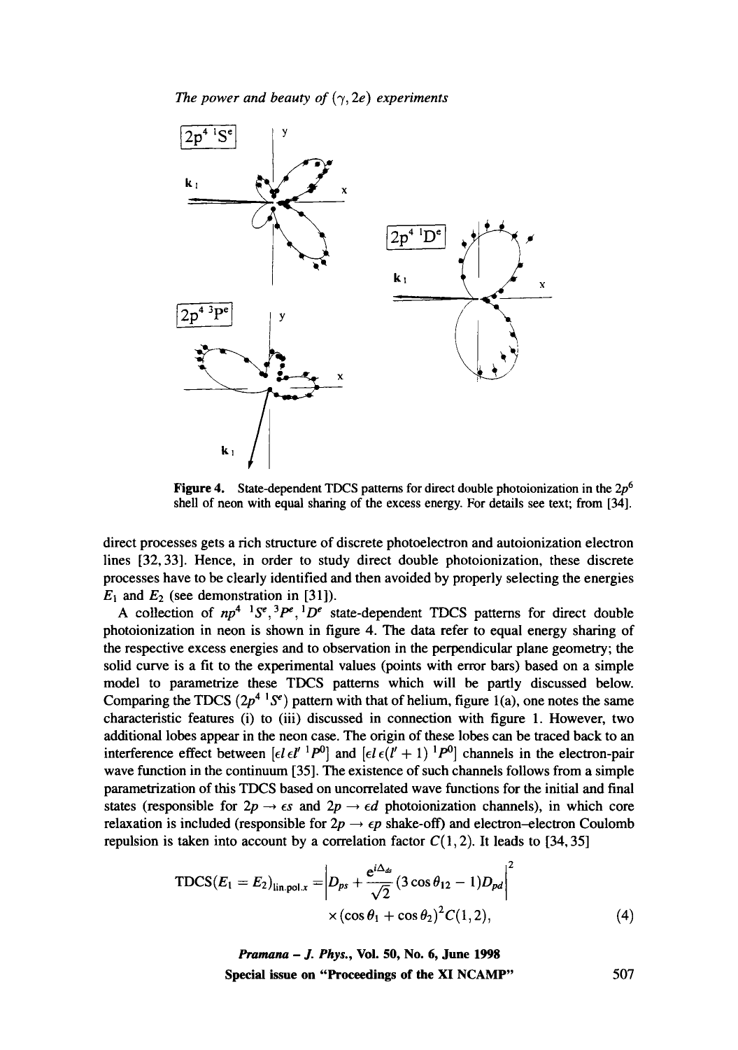Figure 4. State-dependent TDCS patterns for direct double photoionization in the $2p^6$ shell of neon with equal sharing of the excess energy. For details see text; from [34].

direct processes gets a rich structure of discrete photoelectron and autoionization electron lines [32, 33]. Hence, in order to study direct double photoionization, these discrete processes have to be clearly identified and then avoided by properly selecting the energies $E_1$ and $E_2$ (see demonstration in [31]).

A collection of $np^4\ {}^1S^e, {}^3P^e, {}^1D^e$ state-dependent TDCS patterns for direct double photoionization in neon is shown in figure 4. The data refer to equal energy sharing of the respective excess energies and to observation in the perpendicular plane geometry; the solid curve is a fit to the experimental values (points with error bars) based on a simple model to parametrize these TDCS patterns which will be partly discussed below. Comparing the TDCS ($2p^4\ {}^1S^e$) pattern with that of helium, figure 1(a), one notes the same characteristic features (i) to (iii) discussed in connection with figure 1. However, two additional lobes appear in the neon case. The origin of these lobes can be traced back to an interference effect between $[\epsilon l\, \epsilon l'\ {}^1P^0]$ and $[\epsilon l\, \epsilon(l'+1)\ {}^1P^0]$ channels in the electron-pair wave function in the continuum [35]. The existence of such channels follows from a simple parametrization of this TDCS based on uncorrelated wave functions for the initial and final states (responsible for $2p \to \epsilon s$ and $2p \to \epsilon d$ photoionization channels), in which core relaxation is included (responsible for $2p \to \epsilon p$ shake-off) and electron–electron Coulomb repulsion is taken into account by a correlation factor $C(1,2)$. It leads to [34, 35]

$$\mathrm{TDCS}(E_1 = E_2)_{\mathrm{lin.pol.}x} = \left| D_{ps} + \frac{e^{i\Delta_{ds}}}{\sqrt{2}}(3\cos\theta_{12} - 1)D_{pd} \right|^2 \times (\cos\theta_1 + \cos\theta_2)^2 C(1,2), \tag{4}$$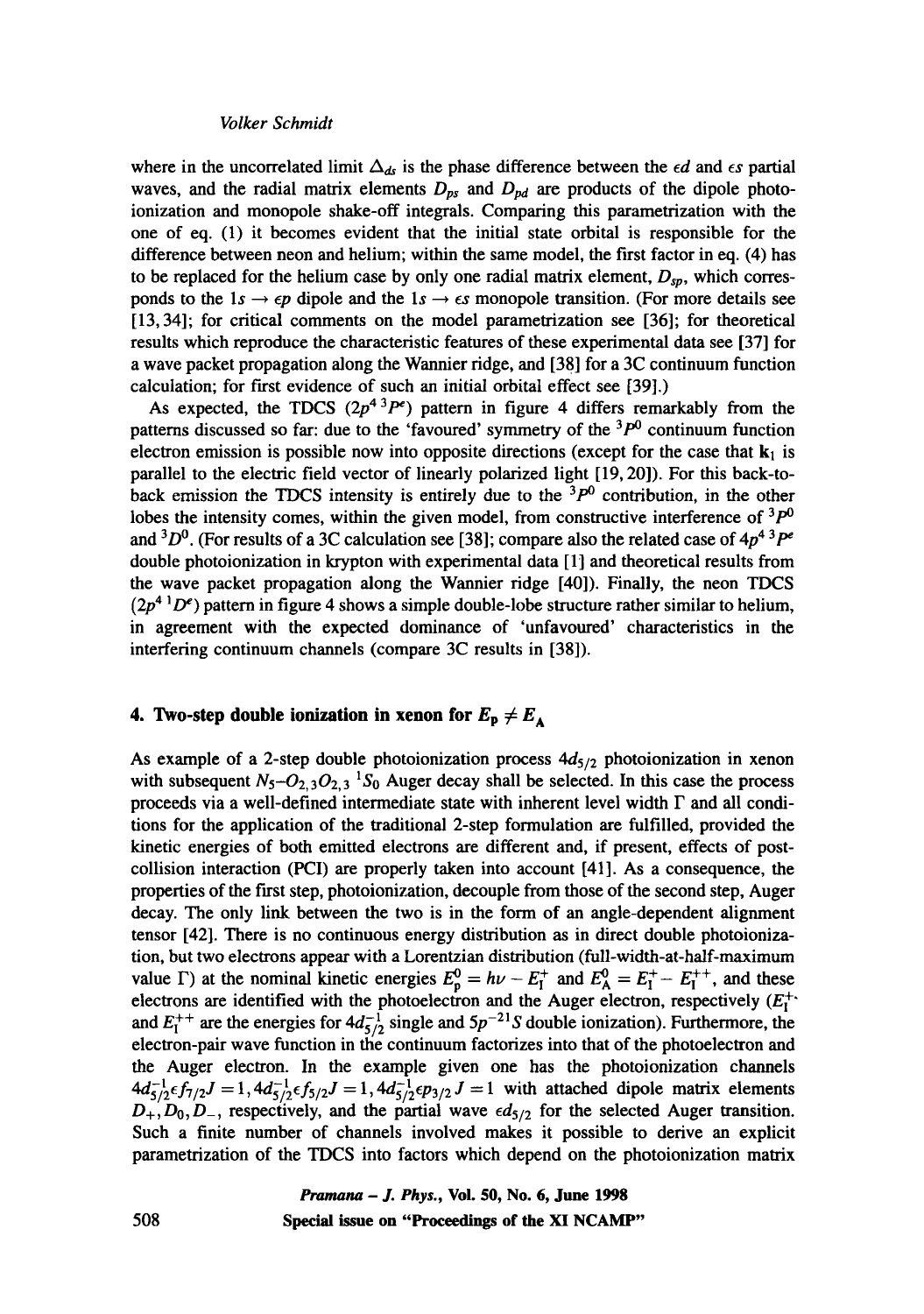where in the uncorrelated limit $\Delta_{ds}$ is the phase difference between the $\epsilon d$ and $\epsilon s$ partial waves, and the radial matrix elements $D_{ps}$ and $D_{pd}$ are products of the dipole photoionization and monopole shake-off integrals. Comparing this parametrization with the one of eq. (1) it becomes evident that the initial state orbital is responsible for the difference between neon and helium; within the same model, the first factor in eq. (4) has to be replaced for the helium case by only one radial matrix element, $D_{sp}$, which corresponds to the $1s \rightarrow \epsilon p$ dipole and the $1s \rightarrow \epsilon s$ monopole transition. (For more details see [13, 34]; for critical comments on the model parametrization see [36]; for theoretical results which reproduce the characteristic features of these experimental data see [37] for a wave packet propagation along the Wannier ridge, and [38] for a 3C continuum function calculation; for first evidence of such an initial orbital effect see [39].)

As expected, the TDCS ($2p^4\,{}^3P^e$) pattern in figure 4 differs remarkably from the patterns discussed so far: due to the 'favoured' symmetry of the ${}^3P^0$ continuum function electron emission is possible now into opposite directions (except for the case that $\mathbf{k}_1$ is parallel to the electric field vector of linearly polarized light [19, 20]). For this back-to-back emission the TDCS intensity is entirely due to the ${}^3P^0$ contribution, in the other lobes the intensity comes, within the given model, from constructive interference of ${}^3P^0$ and ${}^3D^0$. (For results of a 3C calculation see [38]; compare also the related case of $4p^4\,{}^3P^e$ double photoionization in krypton with experimental data [1] and theoretical results from the wave packet propagation along the Wannier ridge [40]). Finally, the neon TDCS ($2p^4\,{}^1D^e$) pattern in figure 4 shows a simple double-lobe structure rather similar to helium, in agreement with the expected dominance of 'unfavoured' characteristics in the interfering continuum channels (compare 3C results in [38]).

## 4. Two-step double ionization in xenon for $E_p \neq E_A$

As example of a 2-step double photoionization process $4d_{5/2}$ photoionization in xenon with subsequent $N_5$–$O_{2,3}O_{2,3}\,{}^1S_0$ Auger decay shall be selected. In this case the process proceeds via a well-defined intermediate state with inherent level width $\Gamma$ and all conditions for the application of the traditional 2-step formulation are fulfilled, provided the kinetic energies of both emitted electrons are different and, if present, effects of post-collision interaction (PCI) are properly taken into account [41]. As a consequence, the properties of the first step, photoionization, decouple from those of the second step, Auger decay. The only link between the two is in the form of an angle-dependent alignment tensor [42]. There is no continuous energy distribution as in direct double photoionization, but two electrons appear with a Lorentzian distribution (full-width-at-half-maximum value $\Gamma$) at the nominal kinetic energies $E_p^0 = h\nu - E_I^+$ and $E_A^0 = E_I^+ - E_I^{++}$, and these electrons are identified with the photoelectron and the Auger electron, respectively ($E_I^+$ and $E_I^{++}$ are the energies for $4d_{5/2}^{-1}$ single and $5p^{-2}\,{}^1S$ double ionization). Furthermore, the electron-pair wave function in the continuum factorizes into that of the photoelectron and the Auger electron. In the example given one has the photoionization channels $4d_{5/2}^{-1}\epsilon f_{7/2}J = 1, 4d_{5/2}^{-1}\epsilon f_{5/2}J = 1, 4d_{5/2}^{-1}\epsilon p_{3/2}\,J = 1$ with attached dipole matrix elements $D_+, D_0, D_-$, respectively, and the partial wave $\epsilon d_{5/2}$ for the selected Auger transition. Such a finite number of channels involved makes it possible to derive an explicit parametrization of the TDCS into factors which depend on the photoionization matrix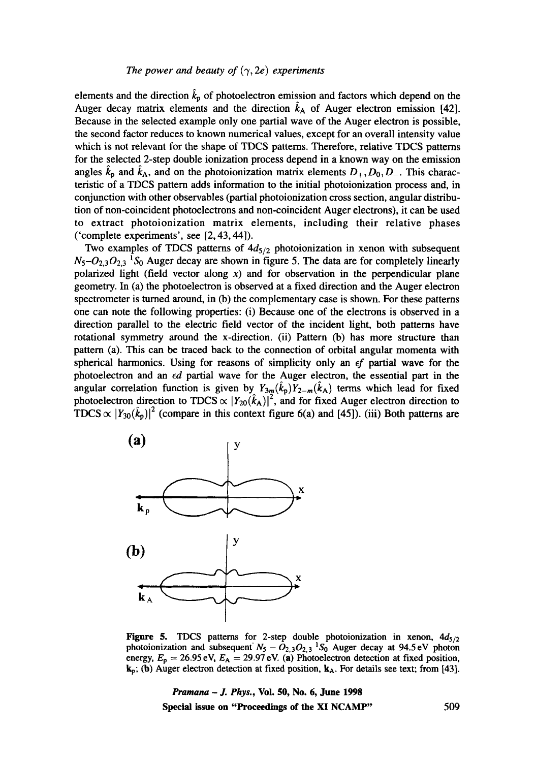elements and the direction $\hat{k}_p$ of photoelectron emission and factors which depend on the Auger decay matrix elements and the direction $\hat{k}_A$ of Auger electron emission [42]. Because in the selected example only one partial wave of the Auger electron is possible, the second factor reduces to known numerical values, except for an overall intensity value which is not relevant for the shape of TDCS patterns. Therefore, relative TDCS patterns for the selected 2-step double ionization process depend in a known way on the emission angles $\hat{k}_p$ and $\hat{k}_A$, and on the photoionization matrix elements $D_+, D_0, D_-$. This characteristic of a TDCS pattern adds information to the initial photoionization process and, in conjunction with other observables (partial photoionization cross section, angular distribution of non-coincident photoelectrons and non-coincident Auger electrons), it can be used to extract photoionization matrix elements, including their relative phases ('complete experiments', see [2, 43, 44]).

Two examples of TDCS patterns of $4d_{5/2}$ photoionization in xenon with subsequent $N_5$–$O_{2,3}O_{2,3}$ $^1S_0$ Auger decay are shown in figure 5. The data are for completely linearly polarized light (field vector along $x$) and for observation in the perpendicular plane geometry. In (a) the photoelectron is observed at a fixed direction and the Auger electron spectrometer is turned around, in (b) the complementary case is shown. For these patterns one can note the following properties: (i) Because one of the electrons is observed in a direction parallel to the electric field vector of the incident light, both patterns have rotational symmetry around the x-direction. (ii) Pattern (b) has more structure than pattern (a). This can be traced back to the connection of orbital angular momenta with spherical harmonics. Using for reasons of simplicity only an $\epsilon f$ partial wave for the photoelectron and an $\epsilon d$ partial wave for the Auger electron, the essential part in the angular correlation function is given by $Y_{3m}(\hat{k}_p)Y_{2-m}(\hat{k}_A)$ terms which lead for fixed photoelectron direction to TDCS $\propto |Y_{20}(\hat{k}_A)|^2$, and for fixed Auger electron direction to TDCS $\propto |Y_{30}(\hat{k}_p)|^2$ (compare in this context figure 6(a) and [45]). (iii) Both patterns are

**Figure 5.** TDCS patterns for 2-step double photoionization in xenon, $4d_{5/2}$ photoionization and subsequent $N_5 - O_{2,3}O_{2,3}$ $^1S_0$ Auger decay at 94.5 eV photon energy, $E_p = 26.95$ eV, $E_A = 29.97$ eV. (**a**) Photoelectron detection at fixed position, $\mathbf{k}_p$; (**b**) Auger electron detection at fixed position, $\mathbf{k}_A$. For details see text; from [43].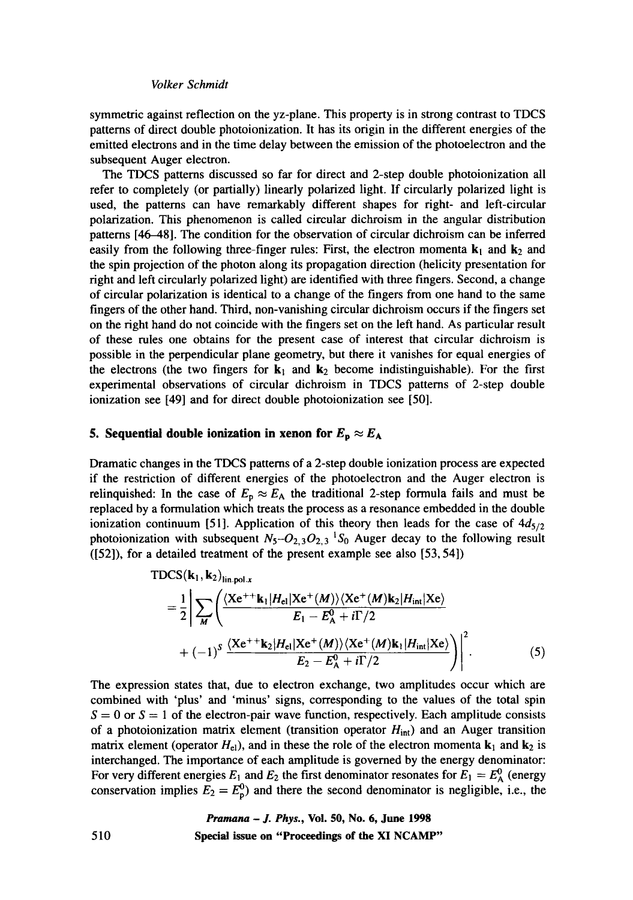symmetric against reflection on the yz-plane. This property is in strong contrast to TDCS patterns of direct double photoionization. It has its origin in the different energies of the emitted electrons and in the time delay between the emission of the photoelectron and the subsequent Auger electron.

The TDCS patterns discussed so far for direct and 2-step double photoionization all refer to completely (or partially) linearly polarized light. If circularly polarized light is used, the patterns can have remarkably different shapes for right- and left-circular polarization. This phenomenon is called circular dichroism in the angular distribution patterns [46–48]. The condition for the observation of circular dichroism can be inferred easily from the following three-finger rules: First, the electron momenta $\mathbf{k}_1$ and $\mathbf{k}_2$ and the spin projection of the photon along its propagation direction (helicity presentation for right and left circularly polarized light) are identified with three fingers. Second, a change of circular polarization is identical to a change of the fingers from one hand to the same fingers of the other hand. Third, non-vanishing circular dichroism occurs if the fingers set on the right hand do not coincide with the fingers set on the left hand. As particular result of these rules one obtains for the present case of interest that circular dichroism is possible in the perpendicular plane geometry, but there it vanishes for equal energies of the electrons (the two fingers for $\mathbf{k}_1$ and $\mathbf{k}_2$ become indistinguishable). For the first experimental observations of circular dichroism in TDCS patterns of 2-step double ionization see [49] and for direct double photoionization see [50].

## 5. Sequential double ionization in xenon for $E_p \approx E_A$

Dramatic changes in the TDCS patterns of a 2-step double ionization process are expected if the restriction of different energies of the photoelectron and the Auger electron is relinquished: In the case of $E_p \approx E_A$ the traditional 2-step formula fails and must be replaced by a formulation which treats the process as a resonance embedded in the double ionization continuum [51]. Application of this theory then leads for the case of $4d_{5/2}$ photoionization with subsequent $N_5$–$O_{2,3}O_{2,3}$ $^1S_0$ Auger decay to the following result ([52]), for a detailed treatment of the present example see also [53, 54])

$$\mathrm{TDCS}(\mathbf{k}_1, \mathbf{k}_2)_{\text{lin.pol.}x} = \frac{1}{2}\left|\sum_M \left(\frac{\langle \mathrm{Xe}^{++}\mathbf{k}_1|H_{\text{el}}|\mathrm{Xe}^+(M)\rangle\langle \mathrm{Xe}^+(M)\mathbf{k}_2|H_{\text{int}}|\mathrm{Xe}\rangle}{E_1 - E_A^0 + i\Gamma/2} + (-1)^S \frac{\langle \mathrm{Xe}^{++}\mathbf{k}_2|H_{\text{el}}|\mathrm{Xe}^+(M)\rangle\langle \mathrm{Xe}^+(M)\mathbf{k}_1|H_{\text{int}}|\mathrm{Xe}\rangle}{E_2 - E_A^0 + i\Gamma/2}\right)\right|^2. \tag{5}$$

The expression states that, due to electron exchange, two amplitudes occur which are combined with 'plus' and 'minus' signs, corresponding to the values of the total spin $S = 0$ or $S = 1$ of the electron-pair wave function, respectively. Each amplitude consists of a photoionization matrix element (transition operator $H_{\text{int}}$) and an Auger transition matrix element (operator $H_{\text{el}}$), and in these the role of the electron momenta $\mathbf{k}_1$ and $\mathbf{k}_2$ is interchanged. The importance of each amplitude is governed by the energy denominator: For very different energies $E_1$ and $E_2$ the first denominator resonates for $E_1 = E_A^0$ (energy conservation implies $E_2 = E_p^0$) and there the second denominator is negligible, i.e., the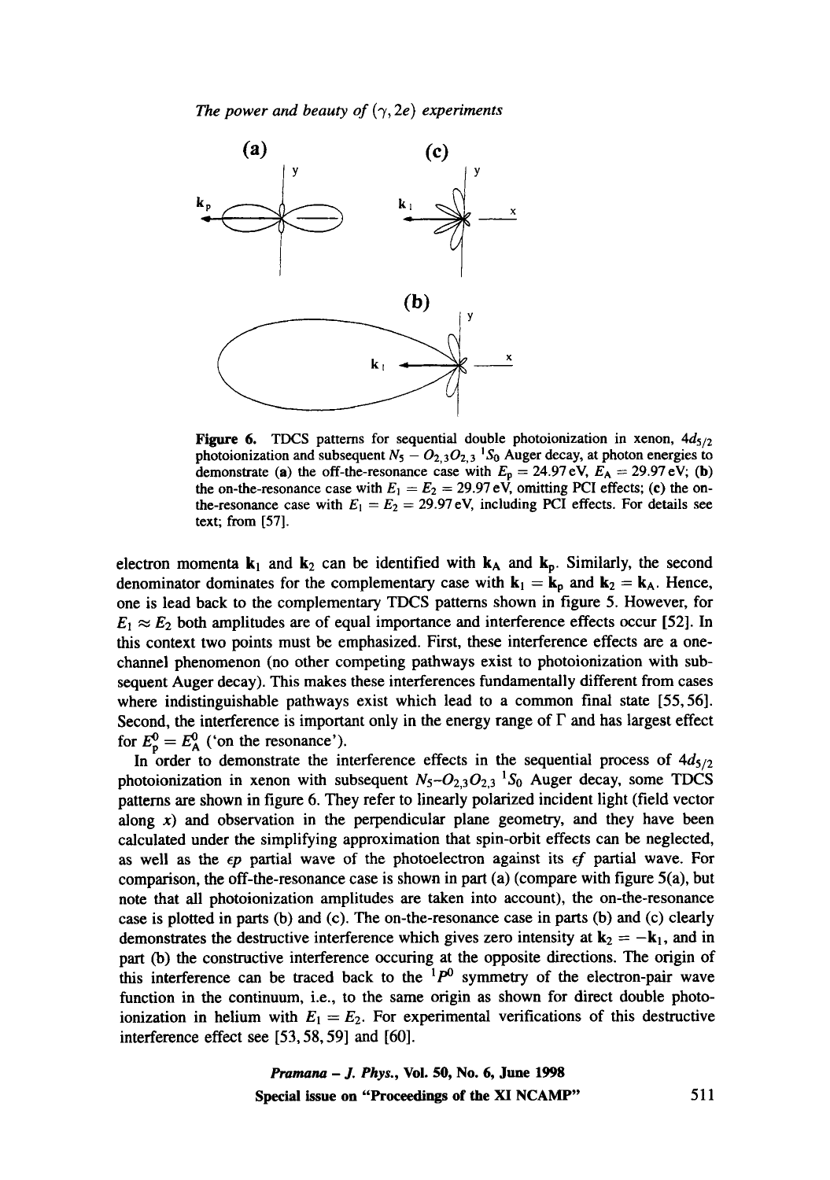**Figure 6.** TDCS patterns for sequential double photoionization in xenon, $4d_{5/2}$ photoionization and subsequent $N_5 - O_{2,3}O_{2,3}\ ^1S_0$ Auger decay, at photon energies to demonstrate (**a**) the off-the-resonance case with $E_p = 24.97$ eV, $E_A = 29.97$ eV; (**b**) the on-the-resonance case with $E_1 = E_2 = 29.97$ eV, omitting PCI effects; (**c**) the on-the-resonance case with $E_1 = E_2 = 29.97$ eV, including PCI effects. For details see text; from [57].

electron momenta $\mathbf{k}_1$ and $\mathbf{k}_2$ can be identified with $\mathbf{k}_A$ and $\mathbf{k}_p$. Similarly, the second denominator dominates for the complementary case with $\mathbf{k}_1 = \mathbf{k}_p$ and $\mathbf{k}_2 = \mathbf{k}_A$. Hence, one is lead back to the complementary TDCS patterns shown in figure 5. However, for $E_1 \approx E_2$ both amplitudes are of equal importance and interference effects occur [52]. In this context two points must be emphasized. First, these interference effects are a one-channel phenomenon (no other competing pathways exist to photoionization with subsequent Auger decay). This makes these interferences fundamentally different from cases where indistinguishable pathways exist which lead to a common final state [55, 56]. Second, the interference is important only in the energy range of $\Gamma$ and has largest effect for $E_p^0 = E_A^0$ ('on the resonance').

In order to demonstrate the interference effects in the sequential process of $4d_{5/2}$ photoionization in xenon with subsequent $N_5$–$O_{2,3}O_{2,3}\ ^1S_0$ Auger decay, some TDCS patterns are shown in figure 6. They refer to linearly polarized incident light (field vector along $x$) and observation in the perpendicular plane geometry, and they have been calculated under the simplifying approximation that spin-orbit effects can be neglected, as well as the $\epsilon p$ partial wave of the photoelectron against its $\epsilon f$ partial wave. For comparison, the off-the-resonance case is shown in part (a) (compare with figure 5(a), but note that all photoionization amplitudes are taken into account), the on-the-resonance case is plotted in parts (b) and (c). The on-the-resonance case in parts (b) and (c) clearly demonstrates the destructive interference which gives zero intensity at $\mathbf{k}_2 = -\mathbf{k}_1$, and in part (b) the constructive interference occuring at the opposite directions. The origin of this interference can be traced back to the $^1P^0$ symmetry of the electron-pair wave function in the continuum, i.e., to the same origin as shown for direct double photoionization in helium with $E_1 = E_2$. For experimental verifications of this destructive interference effect see [53, 58, 59] and [60].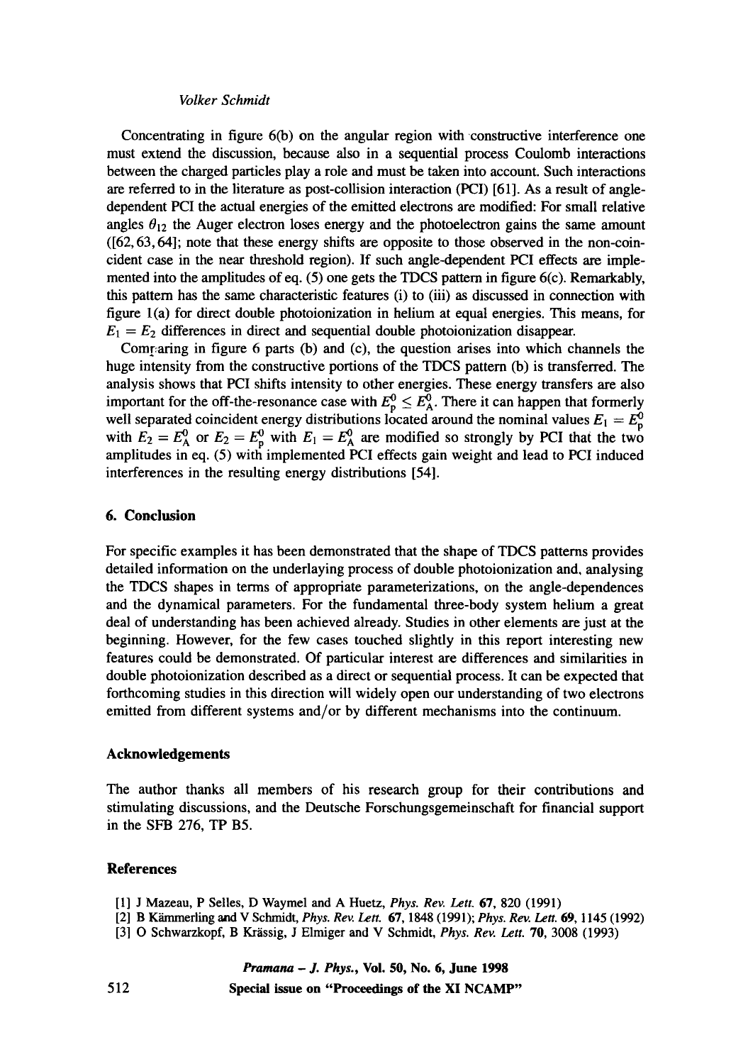Concentrating in figure 6(b) on the angular region with constructive interference one must extend the discussion, because also in a sequential process Coulomb interactions between the charged particles play a role and must be taken into account. Such interactions are referred to in the literature as post-collision interaction (PCI) [61]. As a result of angle-dependent PCI the actual energies of the emitted electrons are modified: For small relative angles $\theta_{12}$ the Auger electron loses energy and the photoelectron gains the same amount ([62, 63, 64]; note that these energy shifts are opposite to those observed in the non-coincident case in the near threshold region). If such angle-dependent PCI effects are implemented into the amplitudes of eq. (5) one gets the TDCS pattern in figure 6(c). Remarkably, this pattern has the same characteristic features (i) to (iii) as discussed in connection with figure 1(a) for direct double photoionization in helium at equal energies. This means, for $E_1 = E_2$ differences in direct and sequential double photoionization disappear.

Comparing in figure 6 parts (b) and (c), the question arises into which channels the huge intensity from the constructive portions of the TDCS pattern (b) is transferred. The analysis shows that PCI shifts intensity to other energies. These energy transfers are also important for the off-the-resonance case with $E_p^0 \leq E_A^0$. There it can happen that formerly well separated coincident energy distributions located around the nominal values $E_1 = E_p^0$ with $E_2 = E_A^0$ or $E_2 = E_p^0$ with $E_1 = E_A^0$ are modified so strongly by PCI that the two amplitudes in eq. (5) with implemented PCI effects gain weight and lead to PCI induced interferences in the resulting energy distributions [54].

## 6. Conclusion

For specific examples it has been demonstrated that the shape of TDCS patterns provides detailed information on the underlaying process of double photoionization and, analysing the TDCS shapes in terms of appropriate parameterizations, on the angle-dependences and the dynamical parameters. For the fundamental three-body system helium a great deal of understanding has been achieved already. Studies in other elements are just at the beginning. However, for the few cases touched slightly in this report interesting new features could be demonstrated. Of particular interest are differences and similarities in double photoionization described as a direct or sequential process. It can be expected that forthcoming studies in this direction will widely open our understanding of two electrons emitted from different systems and/or by different mechanisms into the continuum.

## Acknowledgements

The author thanks all members of his research group for their contributions and stimulating discussions, and the Deutsche Forschungsgemeinschaft for financial support in the SFB 276, TP B5.

## References

[1] J Mazeau, P Selles, D Waymel and A Huetz, *Phys. Rev. Lett.* **67**, 820 (1991)

[2] B Kämmerling and V Schmidt, *Phys. Rev. Lett.* **67**, 1848 (1991); *Phys. Rev. Lett.* **69**, 1145 (1992)

[3] O Schwarzkopf, B Krässig, J Elmiger and V Schmidt, *Phys. Rev. Lett.* **70**, 3008 (1993)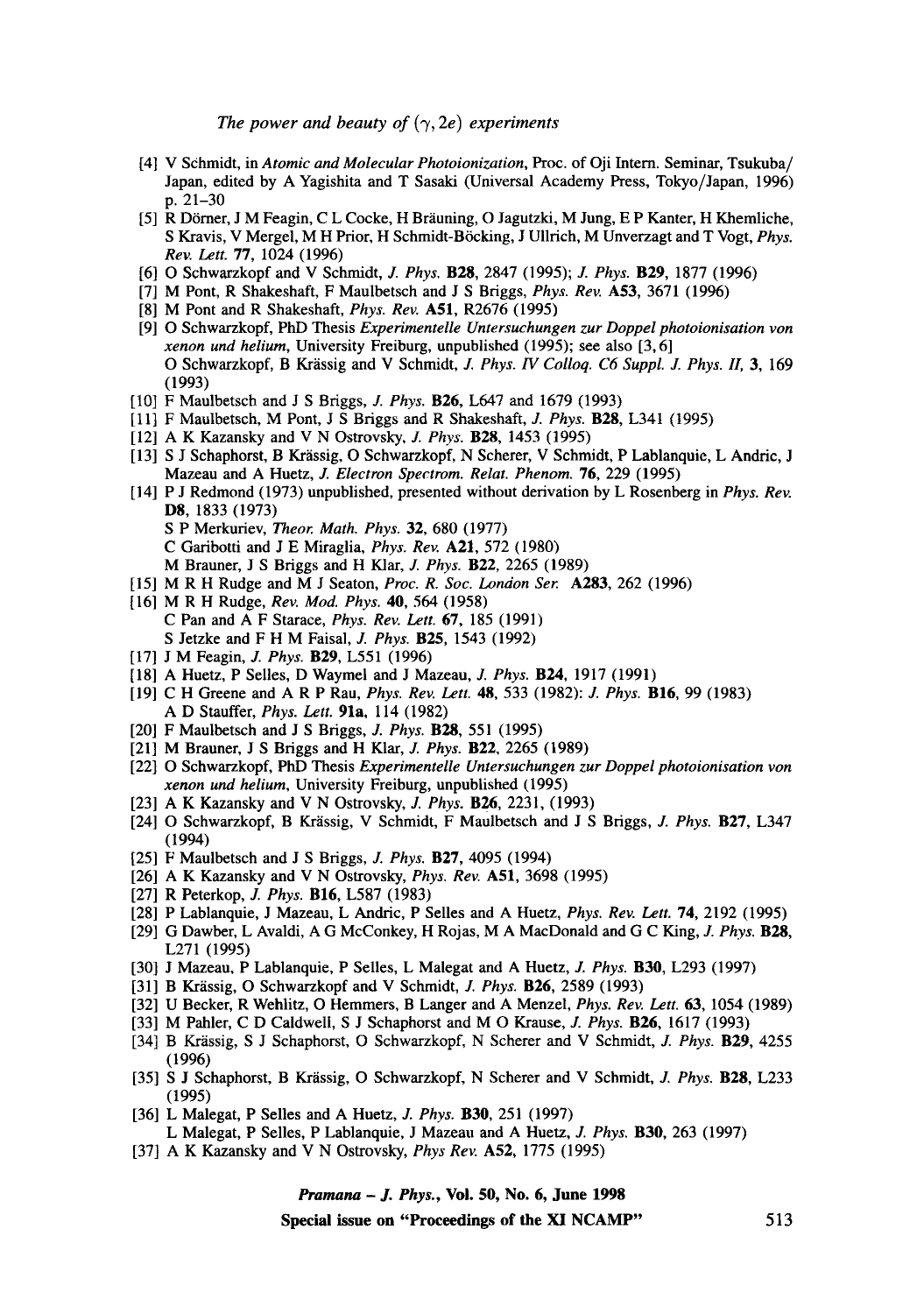[4] V Schmidt, in *Atomic and Molecular Photoionization*, Proc. of Oji Intern. Seminar, Tsukuba/Japan, edited by A Yagishita and T Sasaki (Universal Academy Press, Tokyo/Japan, 1996) p. 21–30

[5] R Dörner, J M Feagin, C L Cocke, H Bräuning, O Jagutzki, M Jung, E P Kanter, H Khemliche, S Kravis, V Mergel, M H Prior, H Schmidt-Böcking, J Ullrich, M Unverzagt and T Vogt, *Phys. Rev. Lett.* **77**, 1024 (1996)

[6] O Schwarzkopf and V Schmidt, *J. Phys.* **B28**, 2847 (1995); *J. Phys.* **B29**, 1877 (1996)

[7] M Pont, R Shakeshaft, F Maulbetsch and J S Briggs, *Phys. Rev.* **A53**, 3671 (1996)

[8] M Pont and R Shakeshaft, *Phys. Rev.* **A51**, R2676 (1995)

[9] O Schwarzkopf, PhD Thesis *Experimentelle Untersuchungen zur Doppel photoionisation von xenon und helium*, University Freiburg, unpublished (1995); see also [3, 6]
O Schwarzkopf, B Krässig and V Schmidt, *J. Phys. IV Colloq. C6 Suppl. J. Phys. II*, **3**, 169 (1993)

[10] F Maulbetsch and J S Briggs, *J. Phys.* **B26**, L647 and 1679 (1993)

[11] F Maulbetsch, M Pont, J S Briggs and R Shakeshaft, *J. Phys.* **B28**, L341 (1995)

[12] A K Kazansky and V N Ostrovsky, *J. Phys.* **B28**, 1453 (1995)

[13] S J Schaphorst, B Krässig, O Schwarzkopf, N Scherer, V Schmidt, P Lablanquie, L Andric, J Mazeau and A Huetz, *J. Electron Spectrom. Relat. Phenom.* **76**, 229 (1995)

[14] P J Redmond (1973) unpublished, presented without derivation by L Rosenberg in *Phys. Rev.* **D8**, 1833 (1973)
S P Merkuriev, *Theor. Math. Phys.* **32**, 680 (1977)
C Garibotti and J E Miraglia, *Phys. Rev.* **A21**, 572 (1980)
M Brauner, J S Briggs and H Klar, *J. Phys.* **B22**, 2265 (1989)

[15] M R H Rudge and M J Seaton, *Proc. R. Soc. London Ser.* **A283**, 262 (1996)

[16] M R H Rudge, *Rev. Mod. Phys.* **40**, 564 (1958)
C Pan and A F Starace, *Phys. Rev. Lett.* **67**, 185 (1991)
S Jetzke and F H M Faisal, *J. Phys.* **B25**, 1543 (1992)

[17] J M Feagin, *J. Phys.* **B29**, L551 (1996)

[18] A Huetz, P Selles, D Waymel and J Mazeau, *J. Phys.* **B24**, 1917 (1991)

[19] C H Greene and A R P Rau, *Phys. Rev. Lett.* **48**, 533 (1982): *J. Phys.* **B16**, 99 (1983)
A D Stauffer, *Phys. Lett.* **91a**, 114 (1982)

[20] F Maulbetsch and J S Briggs, *J. Phys.* **B28**, 551 (1995)

[21] M Brauner, J S Briggs and H Klar, *J. Phys.* **B22**, 2265 (1989)

[22] O Schwarzkopf, PhD Thesis *Experimentelle Untersuchungen zur Doppel photoionisation von xenon und helium*, University Freiburg, unpublished (1995)

[23] A K Kazansky and V N Ostrovsky, *J. Phys.* **B26**, 2231, (1993)

[24] O Schwarzkopf, B Krässig, V Schmidt, F Maulbetsch and J S Briggs, *J. Phys.* **B27**, L347 (1994)

[25] F Maulbetsch and J S Briggs, *J. Phys.* **B27**, 4095 (1994)

[26] A K Kazansky and V N Ostrovsky, *Phys. Rev.* **A51**, 3698 (1995)

[27] R Peterkop, *J. Phys.* **B16**, L587 (1983)

[28] P Lablanquie, J Mazeau, L Andric, P Selles and A Huetz, *Phys. Rev. Lett.* **74**, 2192 (1995)

[29] G Dawber, L Avaldi, A G McConkey, H Rojas, M A MacDonald and G C King, *J. Phys.* **B28**, L271 (1995)

[30] J Mazeau, P Lablanquie, P Selles, L Malegat and A Huetz, *J. Phys.* **B30**, L293 (1997)

[31] B Krässig, O Schwarzkopf and V Schmidt, *J. Phys.* **B26**, 2589 (1993)

[32] U Becker, R Wehlitz, O Hemmers, B Langer and A Menzel, *Phys. Rev. Lett.* **63**, 1054 (1989)

[33] M Pahler, C D Caldwell, S J Schaphorst and M O Krause, *J. Phys.* **B26**, 1617 (1993)

[34] B Krässig, S J Schaphorst, O Schwarzkopf, N Scherer and V Schmidt, *J. Phys.* **B29**, 4255 (1996)

[35] S J Schaphorst, B Krässig, O Schwarzkopf, N Scherer and V Schmidt, *J. Phys.* **B28**, L233 (1995)

[36] L Malegat, P Selles and A Huetz, *J. Phys.* **B30**, 251 (1997)
L Malegat, P Selles, P Lablanquie, J Mazeau and A Huetz, *J. Phys.* **B30**, 263 (1997)

[37] A K Kazansky and V N Ostrovsky, *Phys Rev.* **A52**, 1775 (1995)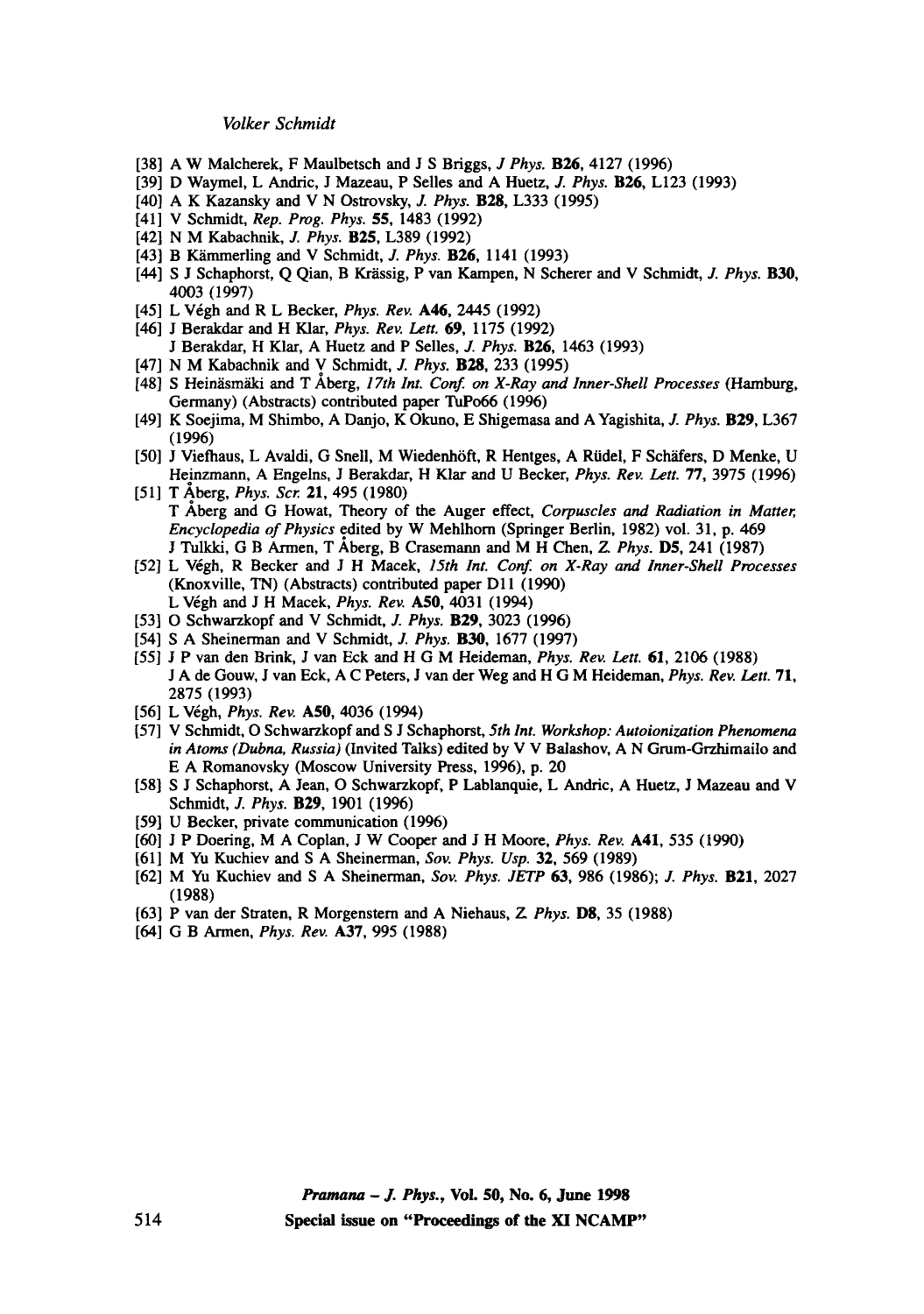[38] A W Malcherek, F Maulbetsch and J S Briggs, *J Phys.* **B26**, 4127 (1996)
[39] D Waymel, L Andric, J Mazeau, P Selles and A Huetz, *J. Phys.* **B26**, L123 (1993)
[40] A K Kazansky and V N Ostrovsky, *J. Phys.* **B28**, L333 (1995)
[41] V Schmidt, *Rep. Prog. Phys.* **55**, 1483 (1992)
[42] N M Kabachnik, *J. Phys.* **B25**, L389 (1992)
[43] B Kämmerling and V Schmidt, *J. Phys.* **B26**, 1141 (1993)
[44] S J Schaphorst, Q Qian, B Krässig, P van Kampen, N Scherer and V Schmidt, *J. Phys.* **B30**, 4003 (1997)
[45] L Végh and R L Becker, *Phys. Rev.* **A46**, 2445 (1992)
[46] J Berakdar and H Klar, *Phys. Rev. Lett.* **69**, 1175 (1992)
J Berakdar, H Klar, A Huetz and P Selles, *J. Phys.* **B26**, 1463 (1993)
[47] N M Kabachnik and V Schmidt, *J. Phys.* **B28**, 233 (1995)
[48] S Heinäsmäki and T Åberg, *17th Int. Conf. on X-Ray and Inner-Shell Processes* (Hamburg, Germany) (Abstracts) contributed paper TuPo66 (1996)
[49] K Soejima, M Shimbo, A Danjo, K Okuno, E Shigemasa and A Yagishita, *J. Phys.* **B29**, L367 (1996)
[50] J Viefhaus, L Avaldi, G Snell, M Wiedenhöft, R Hentges, A Rüdel, F Schäfers, D Menke, U Heinzmann, A Engelns, J Berakdar, H Klar and U Becker, *Phys. Rev. Lett.* **77**, 3975 (1996)
[51] T Åberg, *Phys. Scr.* **21**, 495 (1980)
T Åberg and G Howat, Theory of the Auger effect, *Corpuscles and Radiation in Matter, Encyclopedia of Physics* edited by W Mehlhorn (Springer Berlin, 1982) vol. 31, p. 469
J Tulkki, G B Armen, T Åberg, B Crasemann and M H Chen, *Z. Phys.* **D5**, 241 (1987)
[52] L Végh, R Becker and J H Macek, *15th Int. Conf. on X-Ray and Inner-Shell Processes* (Knoxville, TN) (Abstracts) contributed paper D11 (1990)
L Végh and J H Macek, *Phys. Rev.* **A50**, 4031 (1994)
[53] O Schwarzkopf and V Schmidt, *J. Phys.* **B29**, 3023 (1996)
[54] S A Sheinerman and V Schmidt, *J. Phys.* **B30**, 1677 (1997)
[55] J P van den Brink, J van Eck and H G M Heideman, *Phys. Rev. Lett.* **61**, 2106 (1988)
J A de Gouw, J van Eck, A C Peters, J van der Weg and H G M Heideman, *Phys. Rev. Lett.* **71**, 2875 (1993)
[56] L Végh, *Phys. Rev.* **A50**, 4036 (1994)
[57] V Schmidt, O Schwarzkopf and S J Schaphorst, *5th Int. Workshop: Autoionization Phenomena in Atoms (Dubna, Russia)* (Invited Talks) edited by V V Balashov, A N Grum-Grzhimailo and E A Romanovsky (Moscow University Press, 1996), p. 20
[58] S J Schaphorst, A Jean, O Schwarzkopf, P Lablanquie, L Andric, A Huetz, J Mazeau and V Schmidt, *J. Phys.* **B29**, 1901 (1996)
[59] U Becker, private communication (1996)
[60] J P Doering, M A Coplan, J W Cooper and J H Moore, *Phys. Rev.* **A41**, 535 (1990)
[61] M Yu Kuchiev and S A Sheinerman, *Sov. Phys. Usp.* **32**, 569 (1989)
[62] M Yu Kuchiev and S A Sheinerman, *Sov. Phys. JETP* **63**, 986 (1986); *J. Phys.* **B21**, 2027 (1988)
[63] P van der Straten, R Morgenstern and A Niehaus, *Z. Phys.* **D8**, 35 (1988)
[64] G B Armen, *Phys. Rev.* **A37**, 995 (1988)